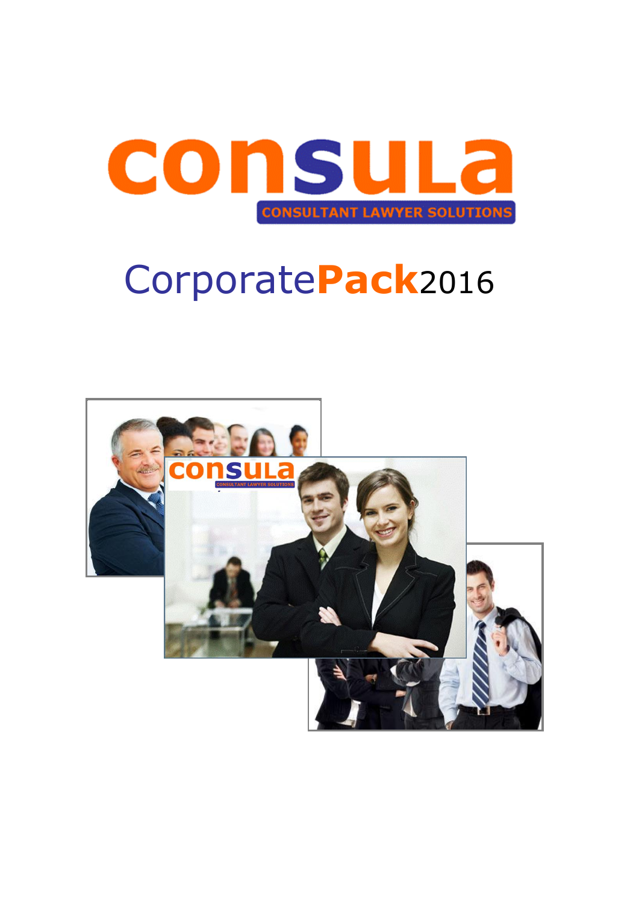# consula

CONSULTANT LAWYER SOLUTIONS

## CorporatePack2016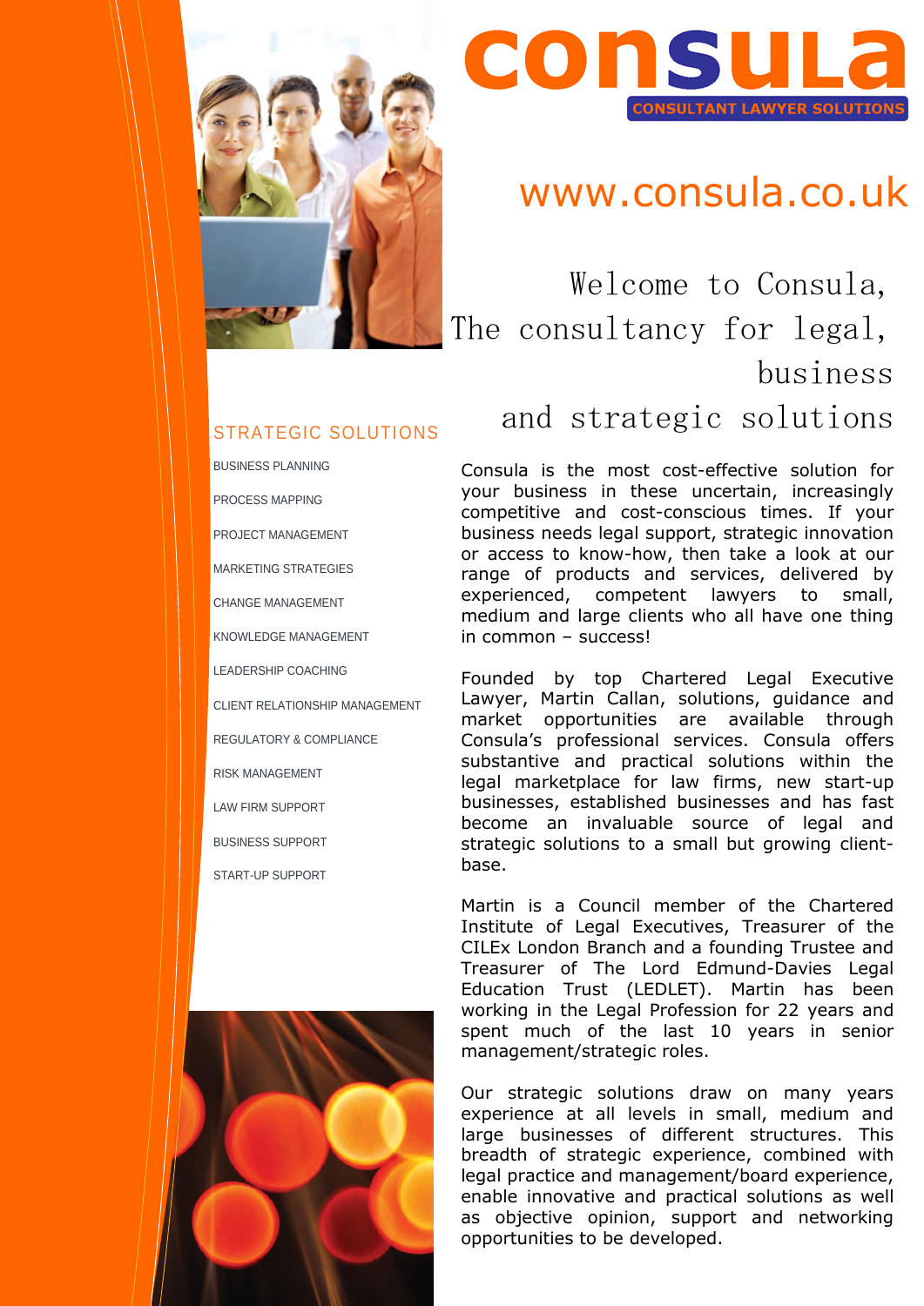# consula

**CONSULTANT LAWYER SOLUTIONS**

www.consula.co.uk

## Welcome to Consula, The consultancy for legal, business and strategic solutions

### STRATEGIC SOLUTIONS

- BUSINESS PLANNING
- PROCESS MAPPING
- PROJECT MANAGEMENT
- MARKETING STRATEGIES
- CHANGE MANAGEMENT
- KNOWLEDGE MANAGEMENT
- LEADERSHIP COACHING
- CLIENT RELATIONSHIP MANAGEMENT
- REGULATORY & COMPLIANCE
- RISK MANAGEMENT
- LAW FIRM SUPPORT
- BUSINESS SUPPORT
- START-UP SUPPORT

Consula is the most cost-effective solution for your business in these uncertain, increasingly competitive and cost-conscious times. If your business needs legal support, strategic innovation or access to know-how, then take a look at our range of products and services, delivered by experienced, competent lawyers to small, medium and large clients who all have one thing in common – success!

Founded by top Chartered Legal Executive Lawyer, Martin Callan, solutions, guidance and market opportunities are available through Consula's professional services. Consula offers substantive and practical solutions within the legal marketplace for law firms, new start-up businesses, established businesses and has fast become an invaluable source of legal and strategic solutions to a small but growing client-base.

Martin is a Council member of the Chartered Institute of Legal Executives, Treasurer of the CILEx London Branch and a founding Trustee and Treasurer of The Lord Edmund-Davies Legal Education Trust (LEDLET). Martin has been working in the Legal Profession for 22 years and spent much of the last 10 years in senior management/strategic roles.

Our strategic solutions draw on many years experience at all levels in small, medium and large businesses of different structures. This breadth of strategic experience, combined with legal practice and management/board experience, enable innovative and practical solutions as well as objective opinion, support and networking opportunities to be developed.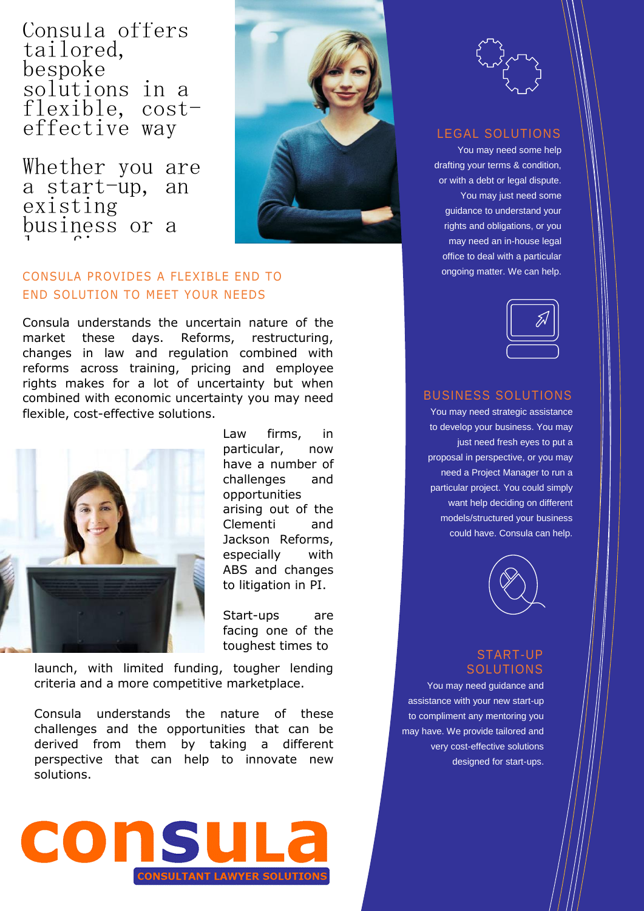Consula offers tailored, bespoke solutions in a flexible, cost-effective way

Whether you are a start-up, an existing business or a l... f...

## CONSULA PROVIDES A FLEXIBLE END TO END SOLUTION TO MEET YOUR NEEDS

Consula understands the uncertain nature of the market these days. Reforms, restructuring, changes in law and regulation combined with reforms across training, pricing and employee rights makes for a lot of uncertainty but when combined with economic uncertainty you may need flexible, cost-effective solutions.

Law firms, in particular, now have a number of challenges and opportunities arising out of the Clementi and Jackson Reforms, especially with ABS and changes to litigation in PI.

Start-ups are facing one of the toughest times to launch, with limited funding, tougher lending criteria and a more competitive marketplace.

Consula understands the nature of these challenges and the opportunities that can be derived from them by taking a different perspective that can help to innovate new solutions.

## LEGAL SOLUTIONS

You may need some help drafting your terms & condition, or with a debt or legal dispute. You may just need some guidance to understand your rights and obligations, or you may need an in-house legal office to deal with a particular ongoing matter. We can help.

## BUSINESS SOLUTIONS

You may need strategic assistance to develop your business. You may just need fresh eyes to put a proposal in perspective, or you may need a Project Manager to run a particular project. You could simply want help deciding on different models/structured your business could have. Consula can help.

## START-UP SOLUTIONS

You may need guidance and assistance with your new start-up to compliment any mentoring you may have. We provide tailored and very cost-effective solutions designed for start-ups.

**consula**

CONSULTANT LAWYER SOLUTIONS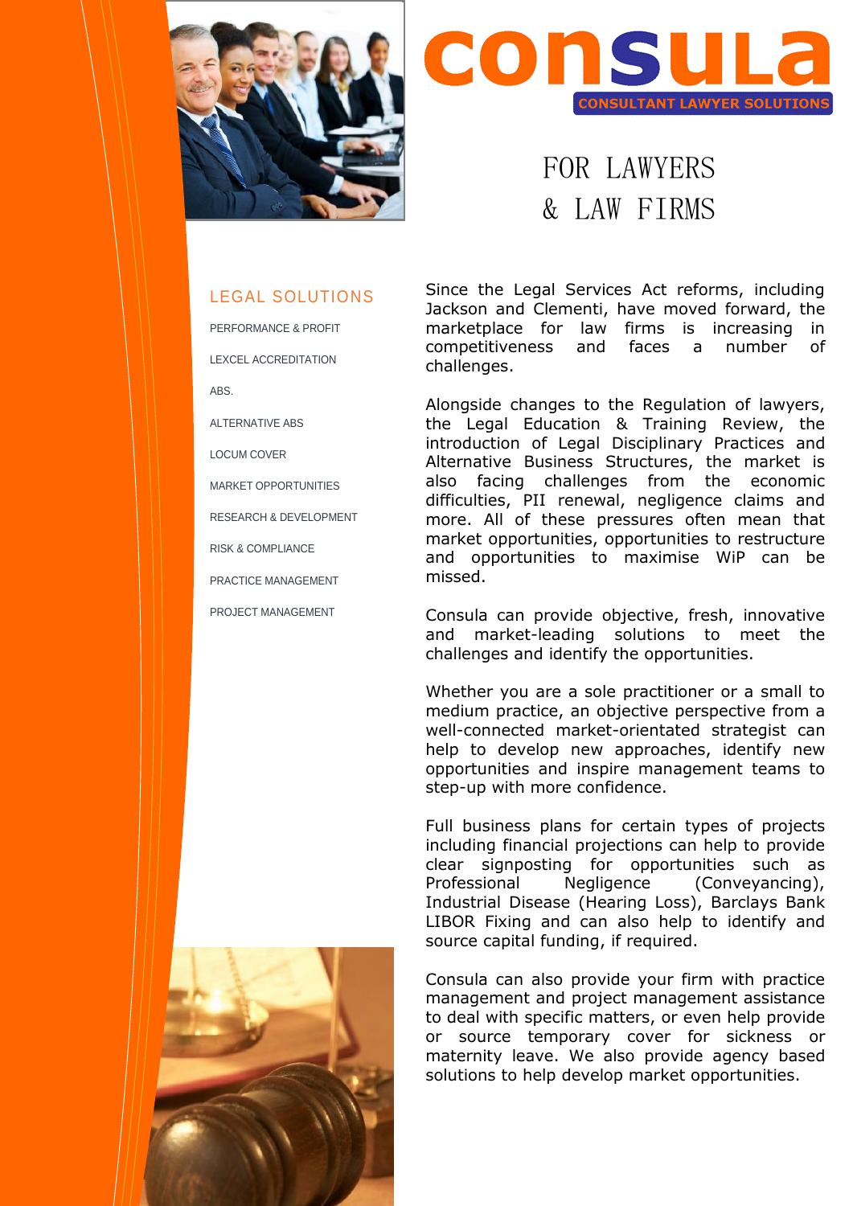# consula

CONSULTANT LAWYER SOLUTIONS

## FOR LAWYERS & LAW FIRMS

### LEGAL SOLUTIONS

- PERFORMANCE & PROFIT
- LEXCEL ACCREDITATION
- ABS.
- ALTERNATIVE ABS
- LOCUM COVER
- MARKET OPPORTUNITIES
- RESEARCH & DEVELOPMENT
- RISK & COMPLIANCE
- PRACTICE MANAGEMENT
- PROJECT MANAGEMENT

Since the Legal Services Act reforms, including Jackson and Clementi, have moved forward, the marketplace for law firms is increasing in competitiveness and faces a number of challenges.

Alongside changes to the Regulation of lawyers, the Legal Education & Training Review, the introduction of Legal Disciplinary Practices and Alternative Business Structures, the market is also facing challenges from the economic difficulties, PII renewal, negligence claims and more. All of these pressures often mean that market opportunities, opportunities to restructure and opportunities to maximise WiP can be missed.

Consula can provide objective, fresh, innovative and market-leading solutions to meet the challenges and identify the opportunities.

Whether you are a sole practitioner or a small to medium practice, an objective perspective from a well-connected market-orientated strategist can help to develop new approaches, identify new opportunities and inspire management teams to step-up with more confidence.

Full business plans for certain types of projects including financial projections can help to provide clear signposting for opportunities such as Professional Negligence (Conveyancing), Industrial Disease (Hearing Loss), Barclays Bank LIBOR Fixing and can also help to identify and source capital funding, if required.

Consula can also provide your firm with practice management and project management assistance to deal with specific matters, or even help provide or source temporary cover for sickness or maternity leave. We also provide agency based solutions to help develop market opportunities.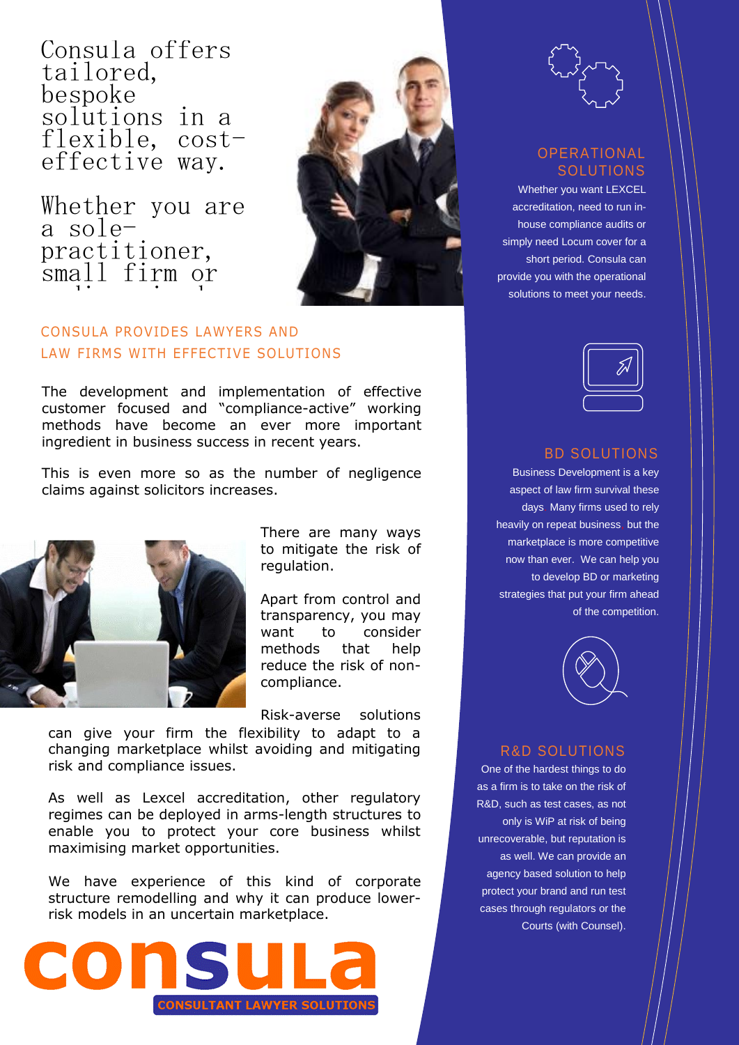Consula offers tailored, bespoke solutions in a flexible, cost-effective way.

Whether you are a sole-practitioner, small firm or

## CONSULA PROVIDES LAWYERS AND LAW FIRMS WITH EFFECTIVE SOLUTIONS

The development and implementation of effective customer focused and "compliance-active" working methods have become an ever more important ingredient in business success in recent years.

This is even more so as the number of negligence claims against solicitors increases.

There are many ways to mitigate the risk of regulation.

Apart from control and transparency, you may want to consider methods that help reduce the risk of non-compliance.

Risk-averse solutions can give your firm the flexibility to adapt to a changing marketplace whilst avoiding and mitigating risk and compliance issues.

As well as Lexcel accreditation, other regulatory regimes can be deployed in arms-length structures to enable you to protect your core business whilst maximising market opportunities.

We have experience of this kind of corporate structure remodelling and why it can produce lower-risk models in an uncertain marketplace.

**consula**

**CONSULTANT LAWYER SOLUTIONS**

## OPERATIONAL SOLUTIONS

Whether you want LEXCEL accreditation, need to run in-house compliance audits or simply need Locum cover for a short period. Consula can provide you with the operational solutions to meet your needs.

## BD SOLUTIONS

Business Development is a key aspect of law firm survival these days. Many firms used to rely heavily on repeat business, but the marketplace is more competitive now than ever. We can help you to develop BD or marketing strategies that put your firm ahead of the competition.

## R&D SOLUTIONS

One of the hardest things to do as a firm is to take on the risk of R&D, such as test cases, as not only is WiP at risk of being unrecoverable, but reputation is as well. We can provide an agency based solution to help protect your brand and run test cases through regulators or the Courts (with Counsel).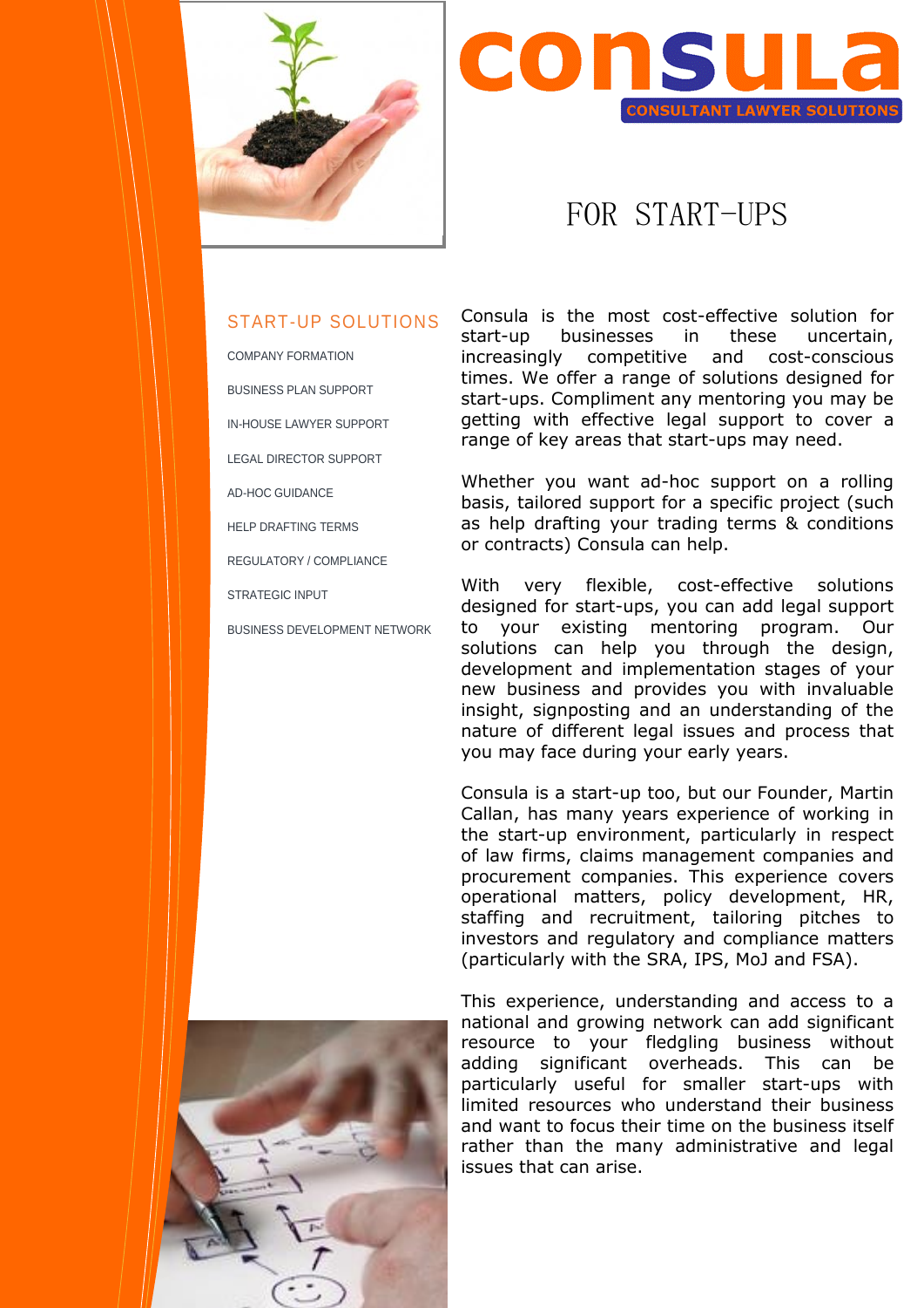# consula

CONSULTANT LAWYER SOLUTIONS

## FOR START-UPS

### START-UP SOLUTIONS

- COMPANY FORMATION
- BUSINESS PLAN SUPPORT
- IN-HOUSE LAWYER SUPPORT
- LEGAL DIRECTOR SUPPORT
- AD-HOC GUIDANCE
- HELP DRAFTING TERMS
- REGULATORY / COMPLIANCE
- STRATEGIC INPUT
- BUSINESS DEVELOPMENT NETWORK

Consula is the most cost-effective solution for start-up businesses in these uncertain, increasingly competitive and cost-conscious times. We offer a range of solutions designed for start-ups. Compliment any mentoring you may be getting with effective legal support to cover a range of key areas that start-ups may need.

Whether you want ad-hoc support on a rolling basis, tailored support for a specific project (such as help drafting your trading terms & conditions or contracts) Consula can help.

With very flexible, cost-effective solutions designed for start-ups, you can add legal support to your existing mentoring program. Our solutions can help you through the design, development and implementation stages of your new business and provides you with invaluable insight, signposting and an understanding of the nature of different legal issues and process that you may face during your early years.

Consula is a start-up too, but our Founder, Martin Callan, has many years experience of working in the start-up environment, particularly in respect of law firms, claims management companies and procurement companies. This experience covers operational matters, policy development, HR, staffing and recruitment, tailoring pitches to investors and regulatory and compliance matters (particularly with the SRA, IPS, MoJ and FSA).

This experience, understanding and access to a national and growing network can add significant resource to your fledgling business without adding significant overheads. This can be particularly useful for smaller start-ups with limited resources who understand their business and want to focus their time on the business itself rather than the many administrative and legal issues that can arise.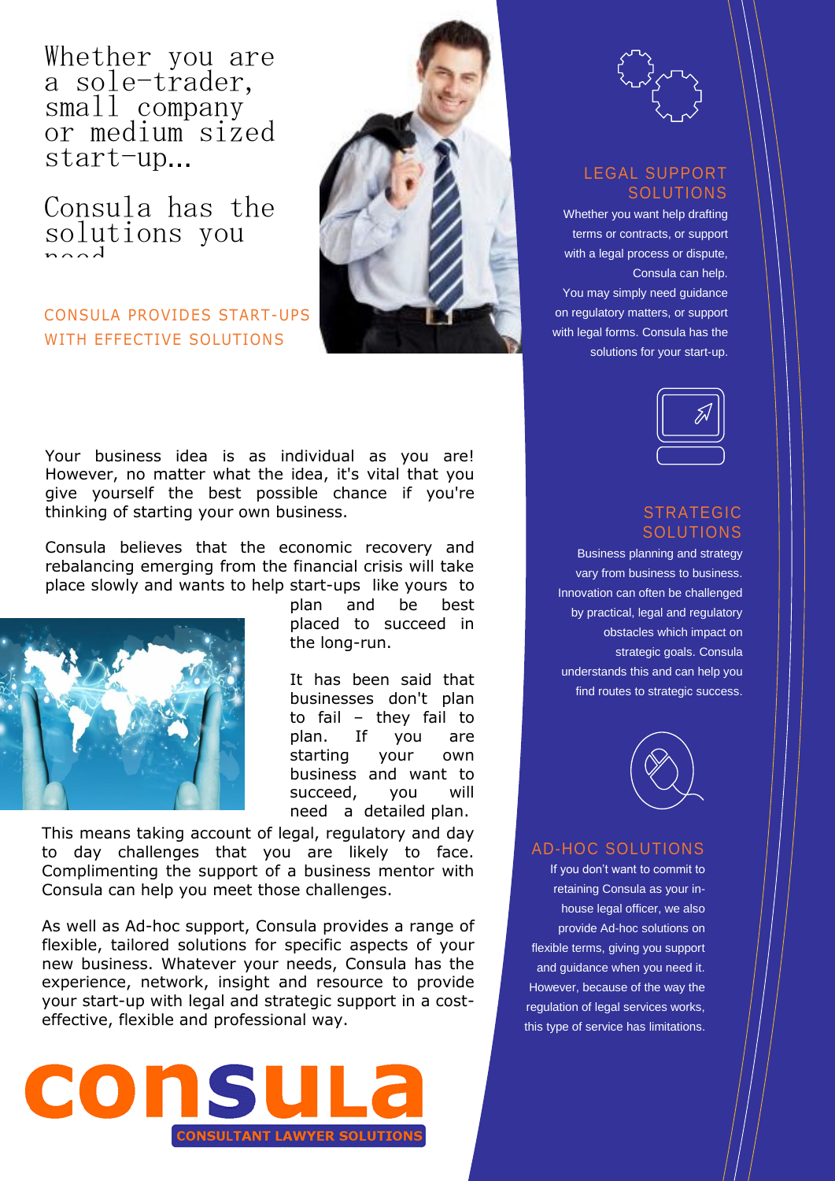# Whether you are a sole-trader, small company or medium sized start-up...

# Consula has the solutions you need

## CONSULA PROVIDES START-UPS WITH EFFECTIVE SOLUTIONS

Your business idea is as individual as you are! However, no matter what the idea, it's vital that you give yourself the best possible chance if you're thinking of starting your own business.

Consula believes that the economic recovery and rebalancing emerging from the financial crisis will take place slowly and wants to help start-ups like yours to plan and be best placed to succeed in the long-run.

It has been said that businesses don't plan to fail – they fail to plan. If you are starting your own business and want to succeed, you will need a detailed plan. This means taking account of legal, regulatory and day to day challenges that you are likely to face. Complimenting the support of a business mentor with Consula can help you meet those challenges.

As well as Ad-hoc support, Consula provides a range of flexible, tailored solutions for specific aspects of your new business. Whatever your needs, Consula has the experience, network, insight and resource to provide your start-up with legal and strategic support in a cost-effective, flexible and professional way.

## LEGAL SUPPORT SOLUTIONS

Whether you want help drafting terms or contracts, or support with a legal process or dispute, Consula can help. You may simply need guidance on regulatory matters, or support with legal forms. Consula has the solutions for your start-up.

## STRATEGIC SOLUTIONS

Business planning and strategy vary from business to business. Innovation can often be challenged by practical, legal and regulatory obstacles which impact on strategic goals. Consula understands this and can help you find routes to strategic success.

## AD-HOC SOLUTIONS

If you don't want to commit to retaining Consula as your in-house legal officer, we also provide Ad-hoc solutions on flexible terms, giving you support and guidance when you need it. However, because of the way the regulation of legal services works, this type of service has limitations.

**consula**

**CONSULTANT LAWYER SOLUTIONS**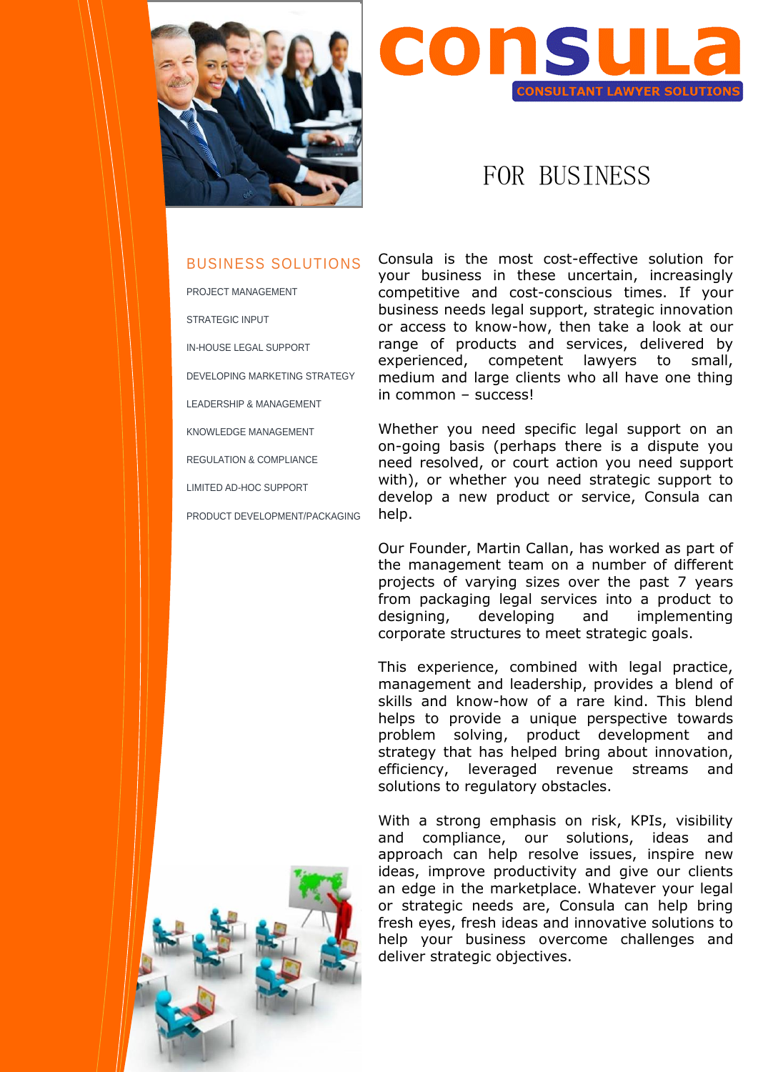# CONSULA

CONSULTANT LAWYER SOLUTIONS

## FOR BUSINESS

### BUSINESS SOLUTIONS

- PROJECT MANAGEMENT
- STRATEGIC INPUT
- IN-HOUSE LEGAL SUPPORT
- DEVELOPING MARKETING STRATEGY
- LEADERSHIP & MANAGEMENT
- KNOWLEDGE MANAGEMENT
- REGULATION & COMPLIANCE
- LIMITED AD-HOC SUPPORT
- PRODUCT DEVELOPMENT/PACKAGING

Consula is the most cost-effective solution for your business in these uncertain, increasingly competitive and cost-conscious times. If your business needs legal support, strategic innovation or access to know-how, then take a look at our range of products and services, delivered by experienced, competent lawyers to small, medium and large clients who all have one thing in common – success!

Whether you need specific legal support on an on-going basis (perhaps there is a dispute you need resolved, or court action you need support with), or whether you need strategic support to develop a new product or service, Consula can help.

Our Founder, Martin Callan, has worked as part of the management team on a number of different projects of varying sizes over the past 7 years from packaging legal services into a product to designing, developing and implementing corporate structures to meet strategic goals.

This experience, combined with legal practice, management and leadership, provides a blend of skills and know-how of a rare kind. This blend helps to provide a unique perspective towards problem solving, product development and strategy that has helped bring about innovation, efficiency, leveraged revenue streams and solutions to regulatory obstacles.

With a strong emphasis on risk, KPIs, visibility and compliance, our solutions, ideas and approach can help resolve issues, inspire new ideas, improve productivity and give our clients an edge in the marketplace. Whatever your legal or strategic needs are, Consula can help bring fresh eyes, fresh ideas and innovative solutions to help your business overcome challenges and deliver strategic objectives.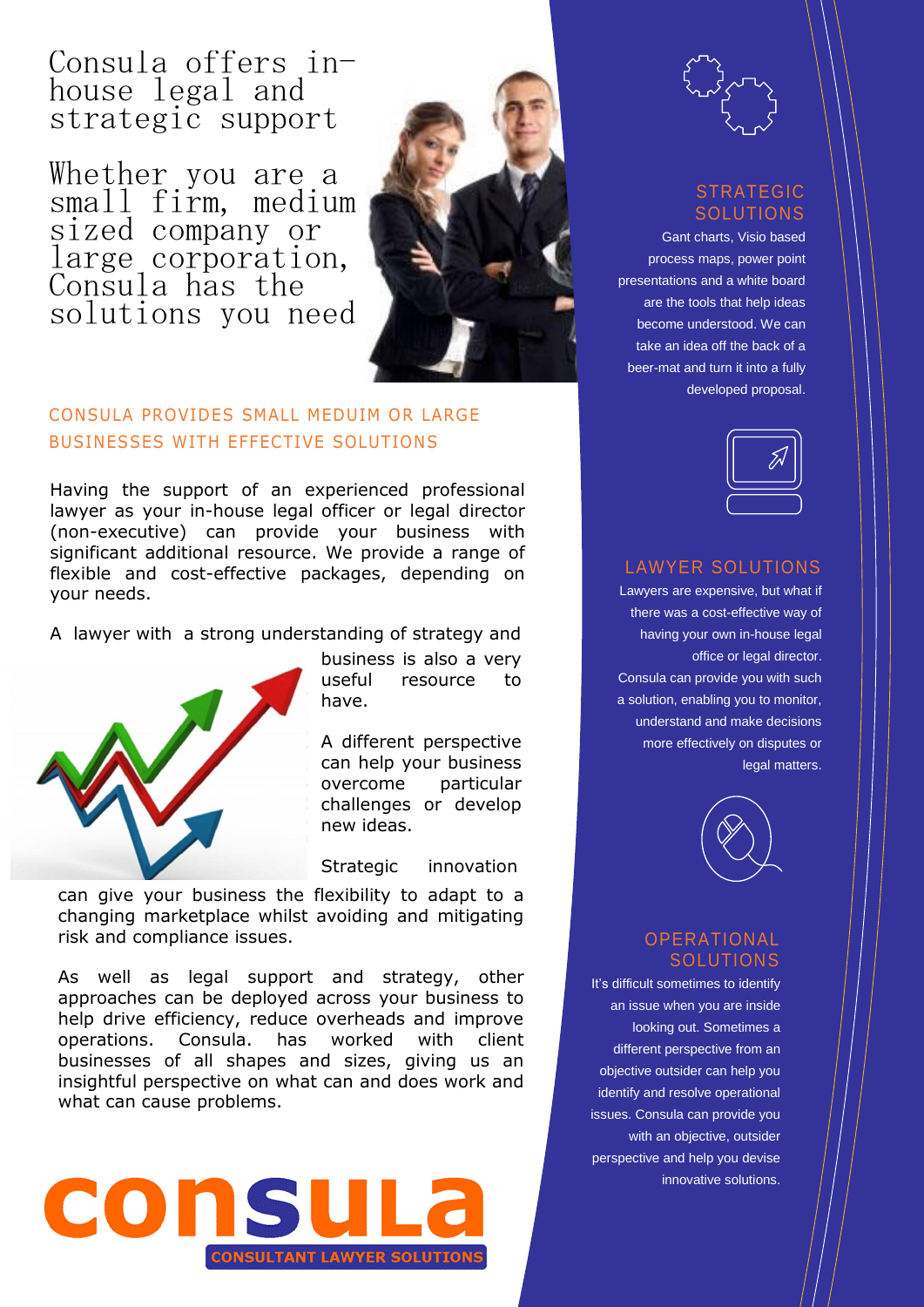# Consula offers in-house legal and strategic support

Whether you are a small firm, medium sized company or large corporation, Consula has the solutions you need

## CONSULA PROVIDES SMALL MEDUIM OR LARGE BUSINESSES WITH EFFECTIVE SOLUTIONS

Having the support of an experienced professional lawyer as your in-house legal officer or legal director (non-executive) can provide your business with significant additional resource. We provide a range of flexible and cost-effective packages, depending on your needs.

A lawyer with a strong understanding of strategy and business is also a very useful resource to have.

A different perspective can help your business overcome particular challenges or develop new ideas.

Strategic innovation can give your business the flexibility to adapt to a changing marketplace whilst avoiding and mitigating risk and compliance issues.

As well as legal support and strategy, other approaches can be deployed across your business to help drive efficiency, reduce overheads and improve operations. Consula. has worked with client businesses of all shapes and sizes, giving us an insightful perspective on what can and does work and what can cause problems.

## STRATEGIC SOLUTIONS

Gant charts, Visio based process maps, power point presentations and a white board are the tools that help ideas become understood. We can take an idea off the back of a beer-mat and turn it into a fully developed proposal.

## LAWYER SOLUTIONS

Lawyers are expensive, but what if there was a cost-effective way of having your own in-house legal office or legal director. Consula can provide you with such a solution, enabling you to monitor, understand and make decisions more effectively on disputes or legal matters.

## OPERATIONAL SOLUTIONS

It's difficult sometimes to identify an issue when you are inside looking out. Sometimes a different perspective from an objective outsider can help you identify and resolve operational issues. Consula can provide you with an objective, outsider perspective and help you devise innovative solutions.

**consula**

**CONSULTANT LAWYER SOLUTIONS**